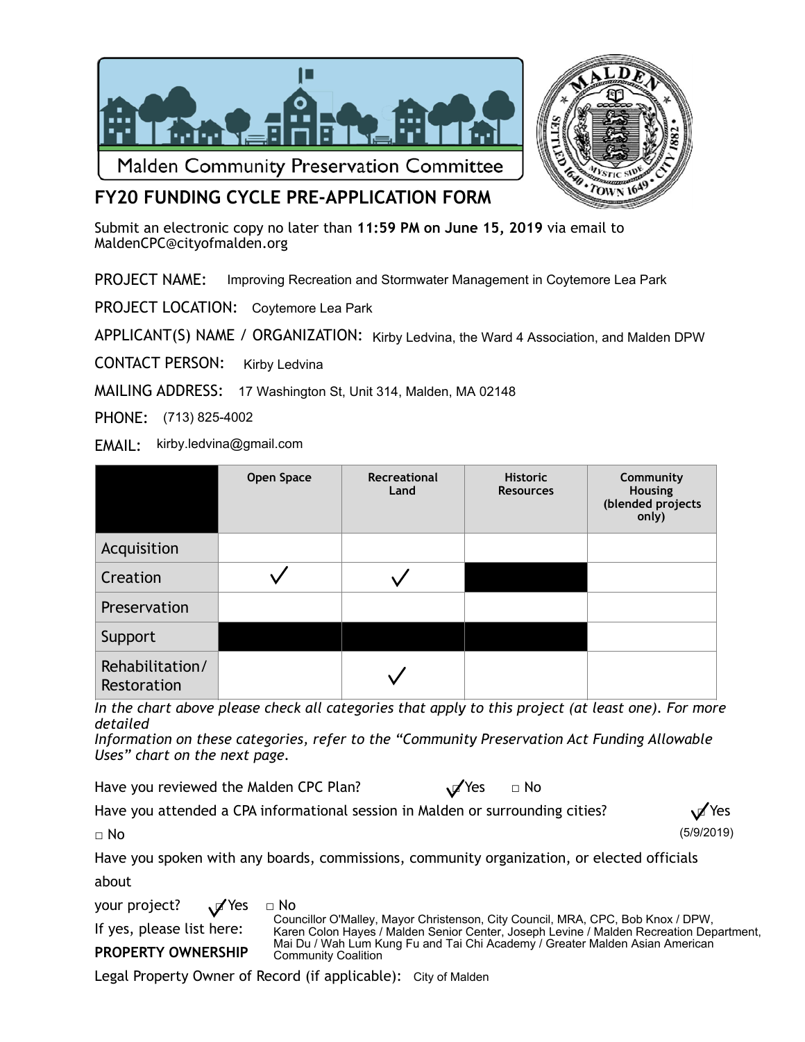Malden Community Preservation Committee

# FY20 FUNDING CYCLE PRE-APPLICATION FORM

Submit an electronic copy no later than **11:59 PM on June 15, 2019** via email to MaldenCPC@cityofmalden.org

PROJECT NAME: Improving Recreation and Stormwater Management in Coytemore Lea Park

PROJECT LOCATION: Coytemore Lea Park

APPLICANT(S) NAME / ORGANIZATION: Kirby Ledvina, the Ward 4 Association, and Malden DPW

CONTACT PERSON: Kirby Ledvina

MAILING ADDRESS: 17 Washington St, Unit 314, Malden, MA 02148

PHONE: (713) 825-4002

EMAIL: kirby.ledvina@gmail.com

| | Open Space | Recreational Land | Historic Resources | Community Housing (blended projects only) |
|---|---|---|---|---|
| Acquisition | | | | |
| Creation | ✓ | ✓ | ■ | |
| Preservation | | | | |
| Support | ■ | ■ | ■ | |
| Rehabilitation/ Restoration | | ✓ | | |

*In the chart above please check all categories that apply to this project (at least one). For more detailed Information on these categories, refer to the "Community Preservation Act Funding Allowable Uses" chart on the next page.*

Have you reviewed the Malden CPC Plan? ☑ Yes □ No

Have you attended a CPA informational session in Malden or surrounding cities? ☑ Yes (5/9/2019) □ No

Have you spoken with any boards, commissions, community organization, or elected officials about your project? ☑ Yes □ No

If yes, please list here: Councillor O'Malley, Mayor Christenson, City Council, MRA, CPC, Bob Knox / DPW, Karen Colon Hayes / Malden Senior Center, Joseph Levine / Malden Recreation Department, Mai Du / Wah Lum Kung Fu and Tai Chi Academy / Greater Malden Asian American Community Coalition

**PROPERTY OWNERSHIP**

Legal Property Owner of Record (if applicable): City of Malden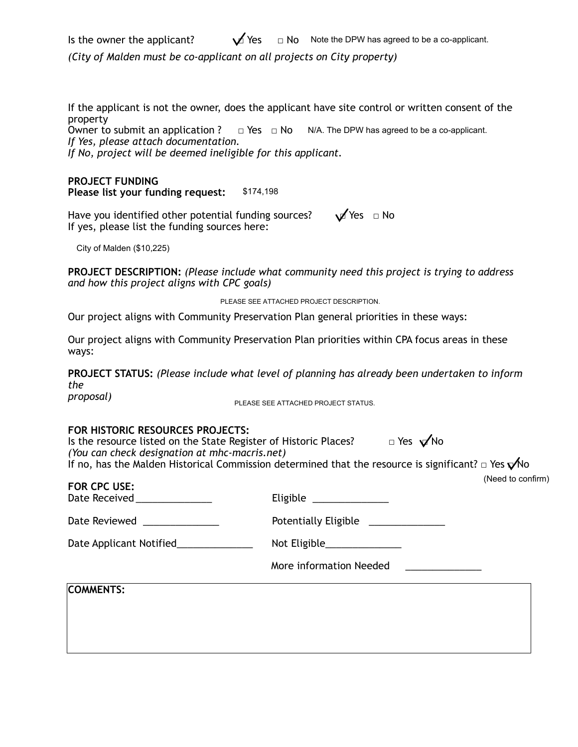Is the owner the applicant? ☑ Yes ☐ No Note the DPW has agreed to be a co-applicant.

*(City of Malden must be co-applicant on all projects on City property)*

If the applicant is not the owner, does the applicant have site control or written consent of the property Owner to submit an application ? ☐ Yes ☐ No N/A. The DPW has agreed to be a co-applicant.

*If Yes, please attach documentation.*

*If No, project will be deemed ineligible for this applicant.*

**PROJECT FUNDING**

**Please list your funding request:** $174,198

Have you identified other potential funding sources? ☑ Yes ☐ No

If yes, please list the funding sources here:

City of Malden ($10,225)

**PROJECT DESCRIPTION:** *(Please include what community need this project is trying to address and how this project aligns with CPC goals)*

PLEASE SEE ATTACHED PROJECT DESCRIPTION.

Our project aligns with Community Preservation Plan general priorities in these ways:

Our project aligns with Community Preservation Plan priorities within CPA focus areas in these ways:

**PROJECT STATUS:** *(Please include what level of planning has already been undertaken to inform the proposal)*

PLEASE SEE ATTACHED PROJECT STATUS.

**FOR HISTORIC RESOURCES PROJECTS:**

Is the resource listed on the State Register of Historic Places? ☐ Yes ☑ No

*(You can check designation at mhc-macris.net)*

If no, has the Malden Historical Commission determined that the resource is significant? ☐ Yes ☑ No (Need to confirm)

**FOR CPC USE:**

Date Received______________ Eligible ______________

Date Reviewed ______________ Potentially Eligible ______________

Date Applicant Notified______________ Not Eligible______________

More information Needed ______________

**COMMENTS:**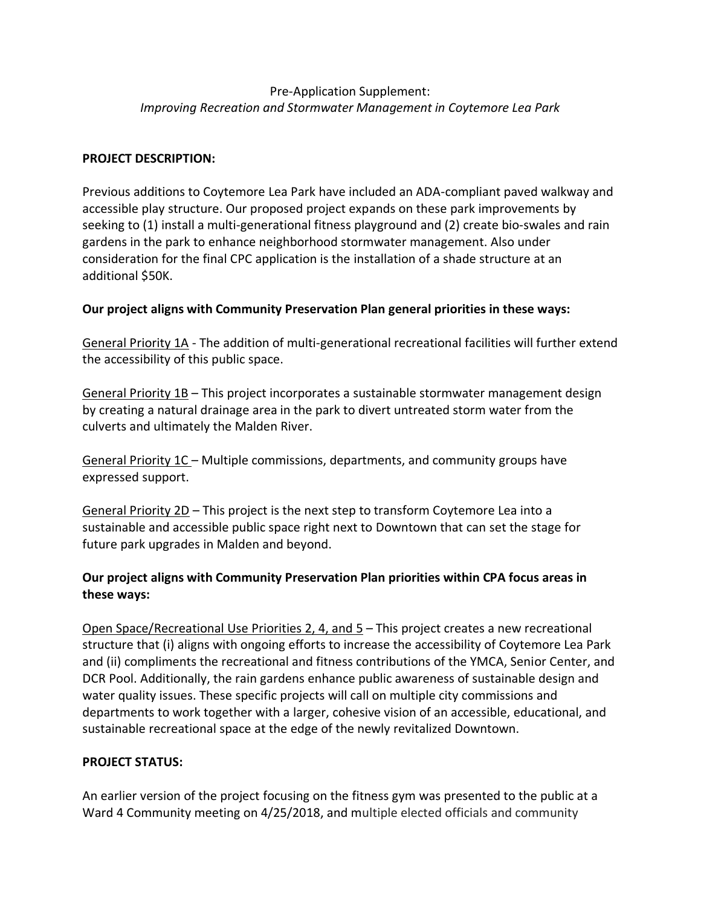Pre-Application Supplement:
*Improving Recreation and Stormwater Management in Coytemore Lea Park*

**PROJECT DESCRIPTION:**

Previous additions to Coytemore Lea Park have included an ADA-compliant paved walkway and accessible play structure. Our proposed project expands on these park improvements by seeking to (1) install a multi-generational fitness playground and (2) create bio-swales and rain gardens in the park to enhance neighborhood stormwater management. Also under consideration for the final CPC application is the installation of a shade structure at an additional $50K.

**Our project aligns with Community Preservation Plan general priorities in these ways:**

General Priority 1A - The addition of multi-generational recreational facilities will further extend the accessibility of this public space.

General Priority 1B – This project incorporates a sustainable stormwater management design by creating a natural drainage area in the park to divert untreated storm water from the culverts and ultimately the Malden River.

General Priority 1C – Multiple commissions, departments, and community groups have expressed support.

General Priority 2D – This project is the next step to transform Coytemore Lea into a sustainable and accessible public space right next to Downtown that can set the stage for future park upgrades in Malden and beyond.

**Our project aligns with Community Preservation Plan priorities within CPA focus areas in these ways:**

Open Space/Recreational Use Priorities 2, 4, and 5 – This project creates a new recreational structure that (i) aligns with ongoing efforts to increase the accessibility of Coytemore Lea Park and (ii) compliments the recreational and fitness contributions of the YMCA, Senior Center, and DCR Pool. Additionally, the rain gardens enhance public awareness of sustainable design and water quality issues. These specific projects will call on multiple city commissions and departments to work together with a larger, cohesive vision of an accessible, educational, and sustainable recreational space at the edge of the newly revitalized Downtown.

**PROJECT STATUS:**

An earlier version of the project focusing on the fitness gym was presented to the public at a Ward 4 Community meeting on 4/25/2018, and multiple elected officials and community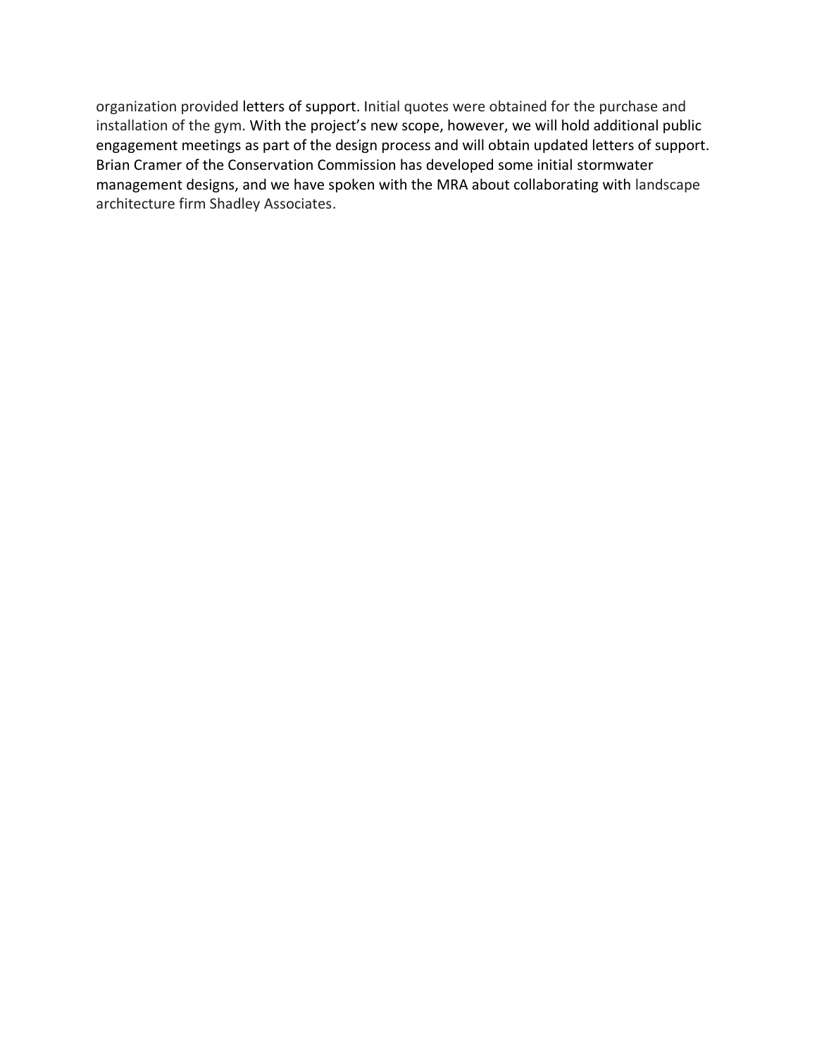organization provided letters of support. Initial quotes were obtained for the purchase and installation of the gym. With the project's new scope, however, we will hold additional public engagement meetings as part of the design process and will obtain updated letters of support. Brian Cramer of the Conservation Commission has developed some initial stormwater management designs, and we have spoken with the MRA about collaborating with landscape architecture firm Shadley Associates.